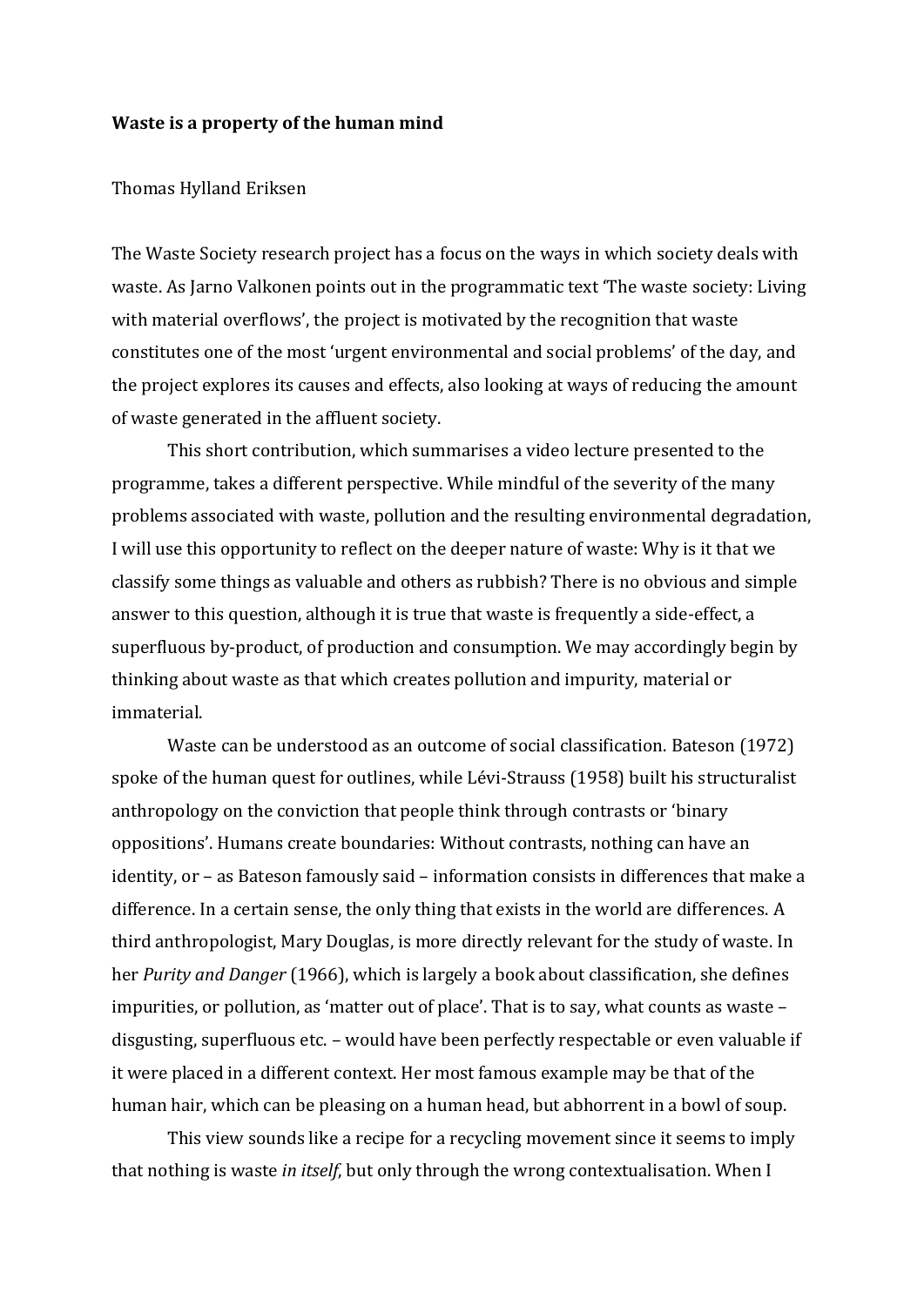# Waste is a property of the human mind

Thomas Hylland Eriksen

The Waste Society research project has a focus on the ways in which society deals with waste. As Jarno Valkonen points out in the programmatic text 'The waste society: Living with material overflows', the project is motivated by the recognition that waste constitutes one of the most 'urgent environmental and social problems' of the day, and the project explores its causes and effects, also looking at ways of reducing the amount of waste generated in the affluent society.

This short contribution, which summarises a video lecture presented to the programme, takes a different perspective. While mindful of the severity of the many problems associated with waste, pollution and the resulting environmental degradation, I will use this opportunity to reflect on the deeper nature of waste: Why is it that we classify some things as valuable and others as rubbish? There is no obvious and simple answer to this question, although it is true that waste is frequently a side-effect, a superfluous by-product, of production and consumption. We may accordingly begin by thinking about waste as that which creates pollution and impurity, material or immaterial.

Waste can be understood as an outcome of social classification. Bateson (1972) spoke of the human quest for outlines, while Lévi-Strauss (1958) built his structuralist anthropology on the conviction that people think through contrasts or 'binary oppositions'. Humans create boundaries: Without contrasts, nothing can have an identity, or – as Bateson famously said – information consists in differences that make a difference. In a certain sense, the only thing that exists in the world are differences. A third anthropologist, Mary Douglas, is more directly relevant for the study of waste. In her *Purity and Danger* (1966), which is largely a book about classification, she defines impurities, or pollution, as 'matter out of place'. That is to say, what counts as waste – disgusting, superfluous etc. – would have been perfectly respectable or even valuable if it were placed in a different context. Her most famous example may be that of the human hair, which can be pleasing on a human head, but abhorrent in a bowl of soup.

This view sounds like a recipe for a recycling movement since it seems to imply that nothing is waste *in itself*, but only through the wrong contextualisation. When I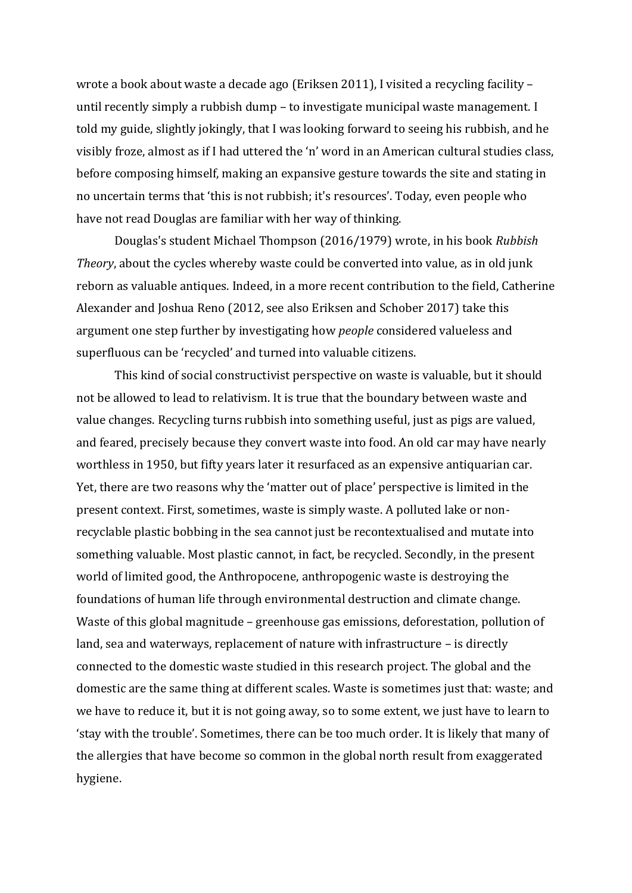wrote a book about waste a decade ago (Eriksen 2011), I visited a recycling facility – until recently simply a rubbish dump – to investigate municipal waste management. I told my guide, slightly jokingly, that I was looking forward to seeing his rubbish, and he visibly froze, almost as if I had uttered the 'n' word in an American cultural studies class, before composing himself, making an expansive gesture towards the site and stating in no uncertain terms that 'this is not rubbish; it's resources'. Today, even people who have not read Douglas are familiar with her way of thinking.

Douglas's student Michael Thompson (2016/1979) wrote, in his book *Rubbish Theory*, about the cycles whereby waste could be converted into value, as in old junk reborn as valuable antiques. Indeed, in a more recent contribution to the field, Catherine Alexander and Joshua Reno (2012, see also Eriksen and Schober 2017) take this argument one step further by investigating how *people* considered valueless and superfluous can be 'recycled' and turned into valuable citizens.

This kind of social constructivist perspective on waste is valuable, but it should not be allowed to lead to relativism. It is true that the boundary between waste and value changes. Recycling turns rubbish into something useful, just as pigs are valued, and feared, precisely because they convert waste into food. An old car may have nearly worthless in 1950, but fifty years later it resurfaced as an expensive antiquarian car. Yet, there are two reasons why the 'matter out of place' perspective is limited in the present context. First, sometimes, waste is simply waste. A polluted lake or non-recyclable plastic bobbing in the sea cannot just be recontextualised and mutate into something valuable. Most plastic cannot, in fact, be recycled. Secondly, in the present world of limited good, the Anthropocene, anthropogenic waste is destroying the foundations of human life through environmental destruction and climate change. Waste of this global magnitude – greenhouse gas emissions, deforestation, pollution of land, sea and waterways, replacement of nature with infrastructure – is directly connected to the domestic waste studied in this research project. The global and the domestic are the same thing at different scales. Waste is sometimes just that: waste; and we have to reduce it, but it is not going away, so to some extent, we just have to learn to 'stay with the trouble'. Sometimes, there can be too much order. It is likely that many of the allergies that have become so common in the global north result from exaggerated hygiene.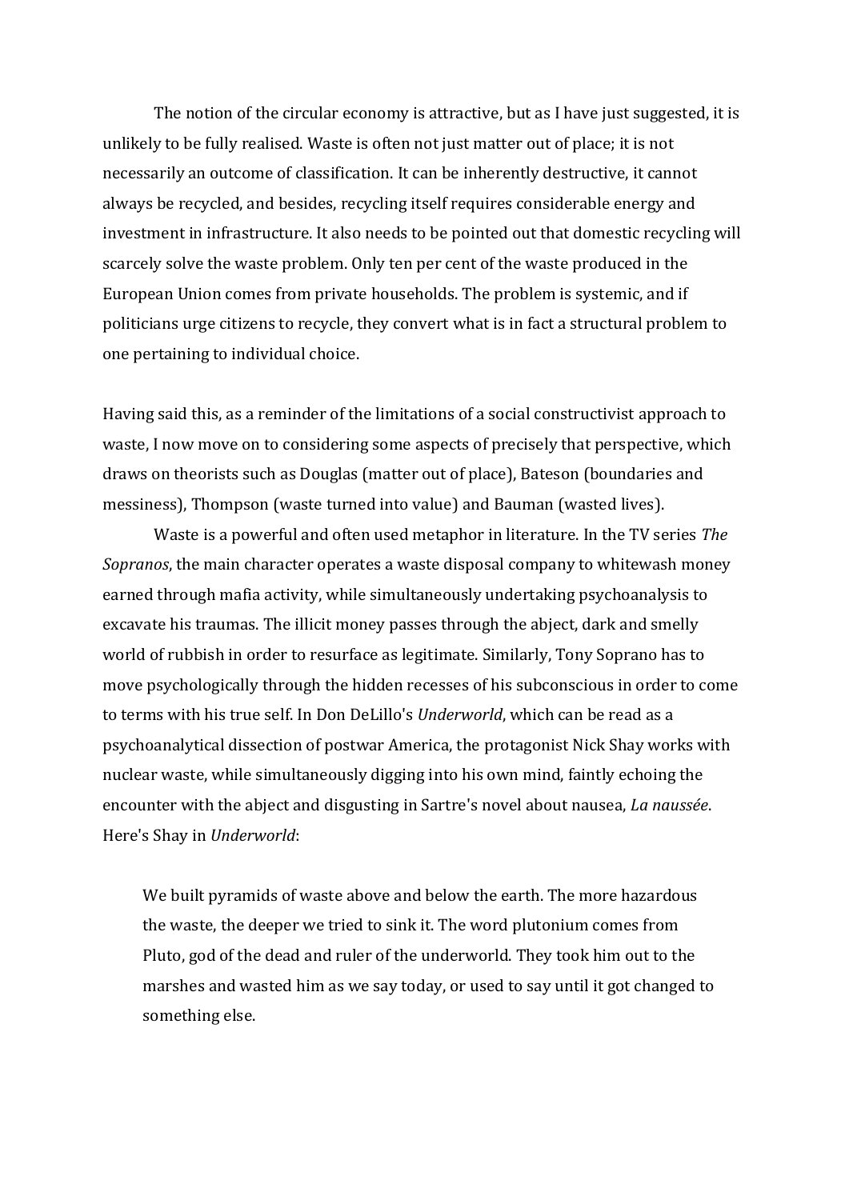The notion of the circular economy is attractive, but as I have just suggested, it is unlikely to be fully realised. Waste is often not just matter out of place; it is not necessarily an outcome of classification. It can be inherently destructive, it cannot always be recycled, and besides, recycling itself requires considerable energy and investment in infrastructure. It also needs to be pointed out that domestic recycling will scarcely solve the waste problem. Only ten per cent of the waste produced in the European Union comes from private households. The problem is systemic, and if politicians urge citizens to recycle, they convert what is in fact a structural problem to one pertaining to individual choice.

Having said this, as a reminder of the limitations of a social constructivist approach to waste, I now move on to considering some aspects of precisely that perspective, which draws on theorists such as Douglas (matter out of place), Bateson (boundaries and messiness), Thompson (waste turned into value) and Bauman (wasted lives).

Waste is a powerful and often used metaphor in literature. In the TV series *The Sopranos*, the main character operates a waste disposal company to whitewash money earned through mafia activity, while simultaneously undertaking psychoanalysis to excavate his traumas. The illicit money passes through the abject, dark and smelly world of rubbish in order to resurface as legitimate. Similarly, Tony Soprano has to move psychologically through the hidden recesses of his subconscious in order to come to terms with his true self. In Don DeLillo's *Underworld*, which can be read as a psychoanalytical dissection of postwar America, the protagonist Nick Shay works with nuclear waste, while simultaneously digging into his own mind, faintly echoing the encounter with the abject and disgusting in Sartre's novel about nausea, *La naussée*. Here's Shay in *Underworld*:

> We built pyramids of waste above and below the earth. The more hazardous the waste, the deeper we tried to sink it. The word plutonium comes from Pluto, god of the dead and ruler of the underworld. They took him out to the marshes and wasted him as we say today, or used to say until it got changed to something else.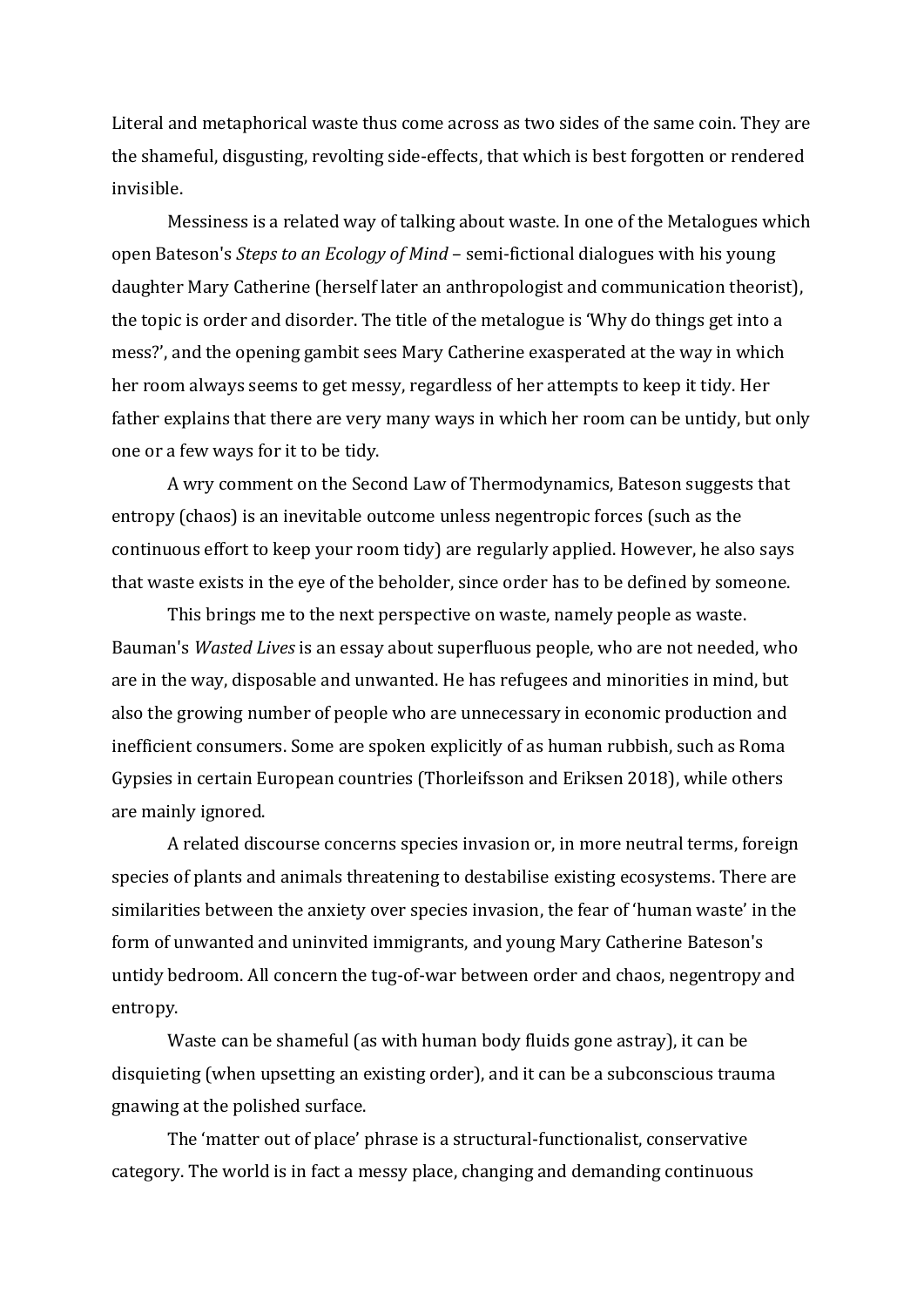Literal and metaphorical waste thus come across as two sides of the same coin. They are the shameful, disgusting, revolting side-effects, that which is best forgotten or rendered invisible.

Messiness is a related way of talking about waste. In one of the Metalogues which open Bateson's *Steps to an Ecology of Mind* – semi-fictional dialogues with his young daughter Mary Catherine (herself later an anthropologist and communication theorist), the topic is order and disorder. The title of the metalogue is 'Why do things get into a mess?', and the opening gambit sees Mary Catherine exasperated at the way in which her room always seems to get messy, regardless of her attempts to keep it tidy. Her father explains that there are very many ways in which her room can be untidy, but only one or a few ways for it to be tidy.

A wry comment on the Second Law of Thermodynamics, Bateson suggests that entropy (chaos) is an inevitable outcome unless negentropic forces (such as the continuous effort to keep your room tidy) are regularly applied. However, he also says that waste exists in the eye of the beholder, since order has to be defined by someone.

This brings me to the next perspective on waste, namely people as waste. Bauman's *Wasted Lives* is an essay about superfluous people, who are not needed, who are in the way, disposable and unwanted. He has refugees and minorities in mind, but also the growing number of people who are unnecessary in economic production and inefficient consumers. Some are spoken explicitly of as human rubbish, such as Roma Gypsies in certain European countries (Thorleifsson and Eriksen 2018), while others are mainly ignored.

A related discourse concerns species invasion or, in more neutral terms, foreign species of plants and animals threatening to destabilise existing ecosystems. There are similarities between the anxiety over species invasion, the fear of 'human waste' in the form of unwanted and uninvited immigrants, and young Mary Catherine Bateson's untidy bedroom. All concern the tug-of-war between order and chaos, negentropy and entropy.

Waste can be shameful (as with human body fluids gone astray), it can be disquieting (when upsetting an existing order), and it can be a subconscious trauma gnawing at the polished surface.

The 'matter out of place' phrase is a structural-functionalist, conservative category. The world is in fact a messy place, changing and demanding continuous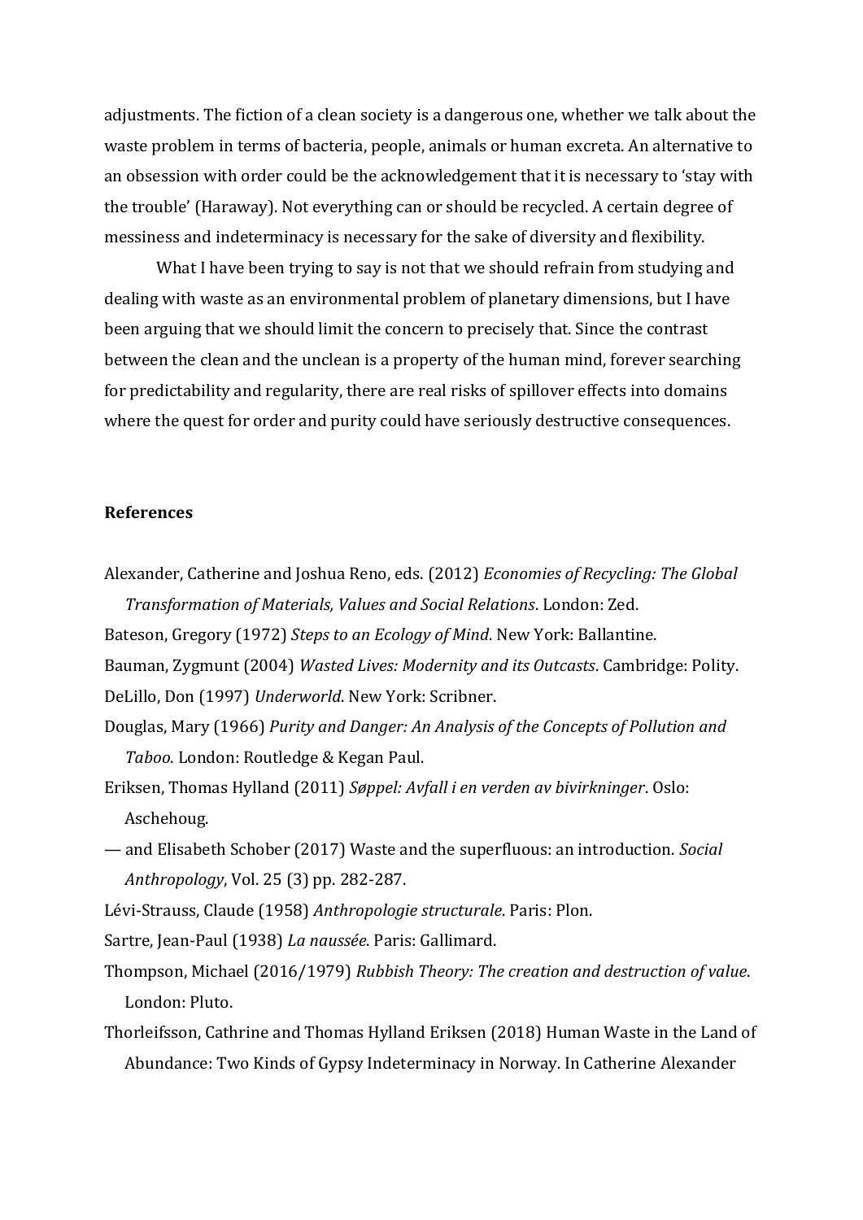adjustments. The fiction of a clean society is a dangerous one, whether we talk about the waste problem in terms of bacteria, people, animals or human excreta. An alternative to an obsession with order could be the acknowledgement that it is necessary to 'stay with the trouble' (Haraway). Not everything can or should be recycled. A certain degree of messiness and indeterminacy is necessary for the sake of diversity and flexibility.

What I have been trying to say is not that we should refrain from studying and dealing with waste as an environmental problem of planetary dimensions, but I have been arguing that we should limit the concern to precisely that. Since the contrast between the clean and the unclean is a property of the human mind, forever searching for predictability and regularity, there are real risks of spillover effects into domains where the quest for order and purity could have seriously destructive consequences.

**References**

Alexander, Catherine and Joshua Reno, eds. (2012) *Economies of Recycling: The Global Transformation of Materials, Values and Social Relations*. London: Zed.

Bateson, Gregory (1972) *Steps to an Ecology of Mind*. New York: Ballantine.

Bauman, Zygmunt (2004) *Wasted Lives: Modernity and its Outcasts*. Cambridge: Polity.

DeLillo, Don (1997) *Underworld*. New York: Scribner.

Douglas, Mary (1966) *Purity and Danger: An Analysis of the Concepts of Pollution and Taboo*. London: Routledge & Kegan Paul.

Eriksen, Thomas Hylland (2011) *Søppel: Avfall i en verden av bivirkninger*. Oslo: Aschehoug.

— and Elisabeth Schober (2017) Waste and the superfluous: an introduction. *Social Anthropology*, Vol. 25 (3) pp. 282-287.

Lévi-Strauss, Claude (1958) *Anthropologie structurale*. Paris: Plon.

Sartre, Jean-Paul (1938) *La naussée*. Paris: Gallimard.

Thompson, Michael (2016/1979) *Rubbish Theory: The creation and destruction of value*. London: Pluto.

Thorleifsson, Cathrine and Thomas Hylland Eriksen (2018) Human Waste in the Land of Abundance: Two Kinds of Gypsy Indeterminacy in Norway. In Catherine Alexander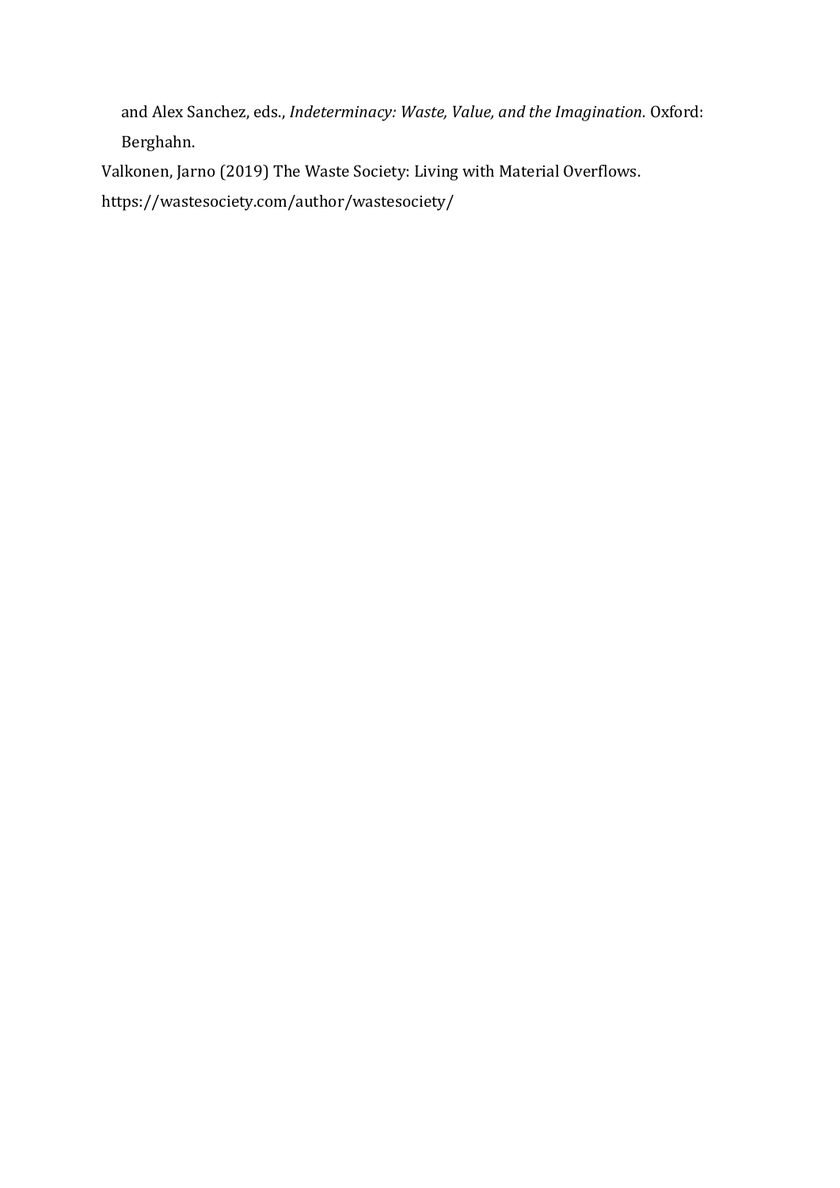and Alex Sanchez, eds., *Indeterminacy: Waste, Value, and the Imagination*. Oxford: Berghahn.

Valkonen, Jarno (2019) The Waste Society: Living with Material Overflows. https://wastesociety.com/author/wastesociety/